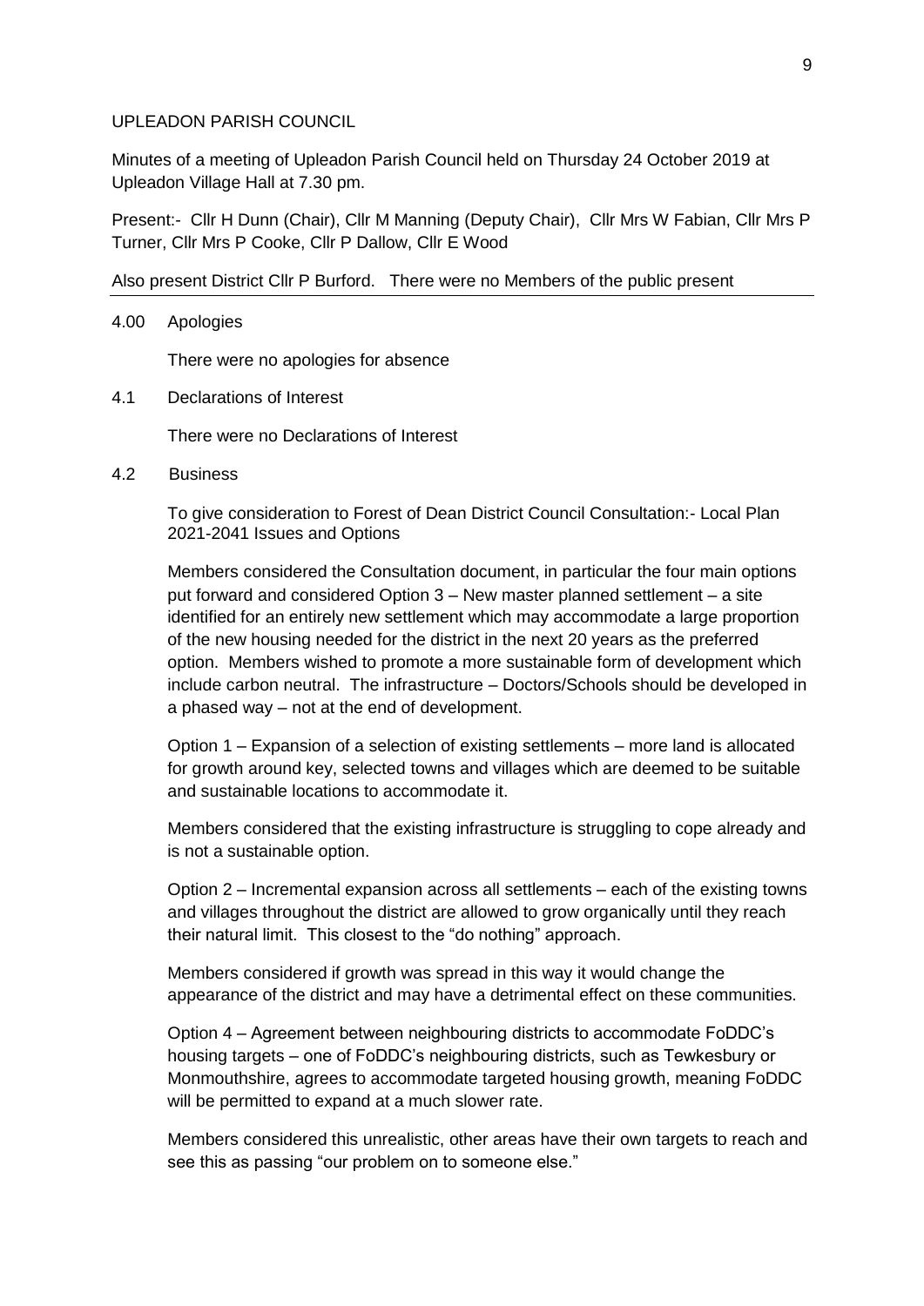UPLEADON PARISH COUNCIL

Minutes of a meeting of Upleadon Parish Council held on Thursday 24 October 2019 at Upleadon Village Hall at 7.30 pm.

Present:- Cllr H Dunn (Chair), Cllr M Manning (Deputy Chair), Cllr Mrs W Fabian, Cllr Mrs P Turner, Cllr Mrs P Cooke, Cllr P Dallow, Cllr E Wood

Also present District Cllr P Burford. There were no Members of the public present

---

4.00 Apologies

There were no apologies for absence

4.1 Declarations of Interest

There were no Declarations of Interest

4.2 Business

To give consideration to Forest of Dean District Council Consultation:- Local Plan 2021-2041 Issues and Options

Members considered the Consultation document, in particular the four main options put forward and considered Option 3 – New master planned settlement – a site identified for an entirely new settlement which may accommodate a large proportion of the new housing needed for the district in the next 20 years as the preferred option. Members wished to promote a more sustainable form of development which include carbon neutral. The infrastructure – Doctors/Schools should be developed in a phased way – not at the end of development.

Option 1 – Expansion of a selection of existing settlements – more land is allocated for growth around key, selected towns and villages which are deemed to be suitable and sustainable locations to accommodate it.

Members considered that the existing infrastructure is struggling to cope already and is not a sustainable option.

Option 2 – Incremental expansion across all settlements – each of the existing towns and villages throughout the district are allowed to grow organically until they reach their natural limit. This closest to the "do nothing" approach.

Members considered if growth was spread in this way it would change the appearance of the district and may have a detrimental effect on these communities.

Option 4 – Agreement between neighbouring districts to accommodate FoDDC's housing targets – one of FoDDC's neighbouring districts, such as Tewkesbury or Monmouthshire, agrees to accommodate targeted housing growth, meaning FoDDC will be permitted to expand at a much slower rate.

Members considered this unrealistic, other areas have their own targets to reach and see this as passing "our problem on to someone else."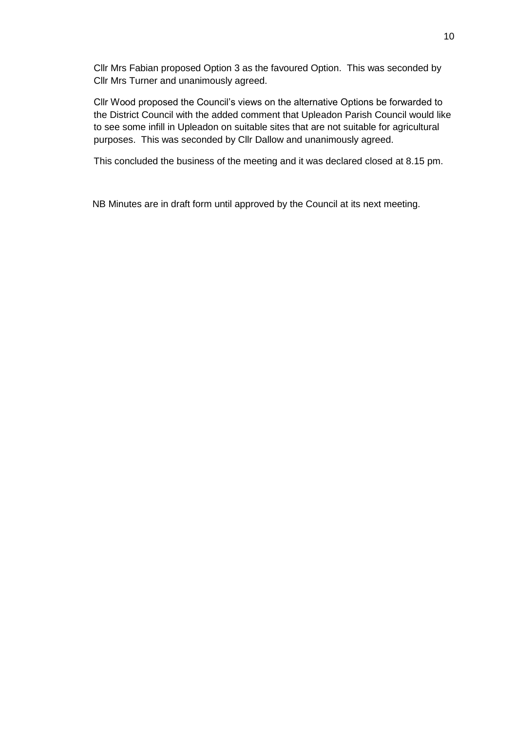Cllr Mrs Fabian proposed Option 3 as the favoured Option. This was seconded by Cllr Mrs Turner and unanimously agreed.

Cllr Wood proposed the Council's views on the alternative Options be forwarded to the District Council with the added comment that Upleadon Parish Council would like to see some infill in Upleadon on suitable sites that are not suitable for agricultural purposes. This was seconded by Cllr Dallow and unanimously agreed.

This concluded the business of the meeting and it was declared closed at 8.15 pm.

NB Minutes are in draft form until approved by the Council at its next meeting.